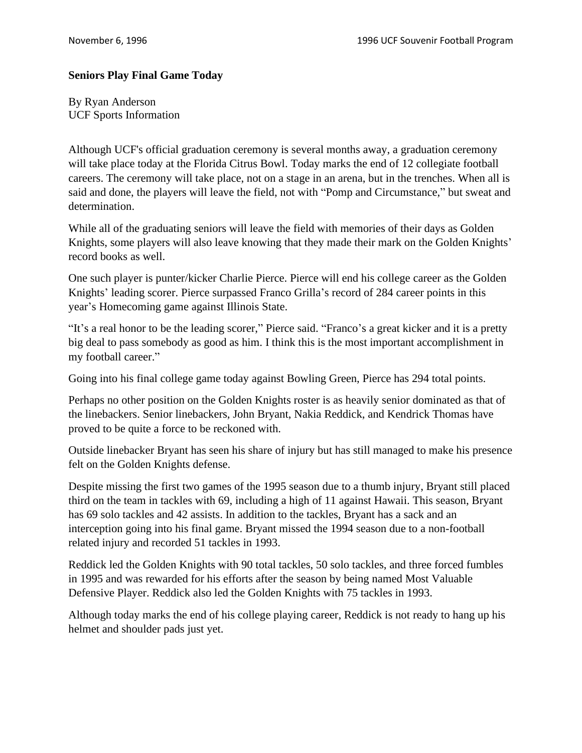## Seniors Play Final Game Today

By Ryan Anderson
UCF Sports Information

Although UCF's official graduation ceremony is several months away, a graduation ceremony will take place today at the Florida Citrus Bowl. Today marks the end of 12 collegiate football careers. The ceremony will take place, not on a stage in an arena, but in the trenches. When all is said and done, the players will leave the field, not with "Pomp and Circumstance," but sweat and determination.

While all of the graduating seniors will leave the field with memories of their days as Golden Knights, some players will also leave knowing that they made their mark on the Golden Knights' record books as well.

One such player is punter/kicker Charlie Pierce. Pierce will end his college career as the Golden Knights' leading scorer. Pierce surpassed Franco Grilla's record of 284 career points in this year's Homecoming game against Illinois State.

"It's a real honor to be the leading scorer," Pierce said. "Franco's a great kicker and it is a pretty big deal to pass somebody as good as him. I think this is the most important accomplishment in my football career."

Going into his final college game today against Bowling Green, Pierce has 294 total points.

Perhaps no other position on the Golden Knights roster is as heavily senior dominated as that of the linebackers. Senior linebackers, John Bryant, Nakia Reddick, and Kendrick Thomas have proved to be quite a force to be reckoned with.

Outside linebacker Bryant has seen his share of injury but has still managed to make his presence felt on the Golden Knights defense.

Despite missing the first two games of the 1995 season due to a thumb injury, Bryant still placed third on the team in tackles with 69, including a high of 11 against Hawaii. This season, Bryant has 69 solo tackles and 42 assists. In addition to the tackles, Bryant has a sack and an interception going into his final game. Bryant missed the 1994 season due to a non-football related injury and recorded 51 tackles in 1993.

Reddick led the Golden Knights with 90 total tackles, 50 solo tackles, and three forced fumbles in 1995 and was rewarded for his efforts after the season by being named Most Valuable Defensive Player. Reddick also led the Golden Knights with 75 tackles in 1993.

Although today marks the end of his college playing career, Reddick is not ready to hang up his helmet and shoulder pads just yet.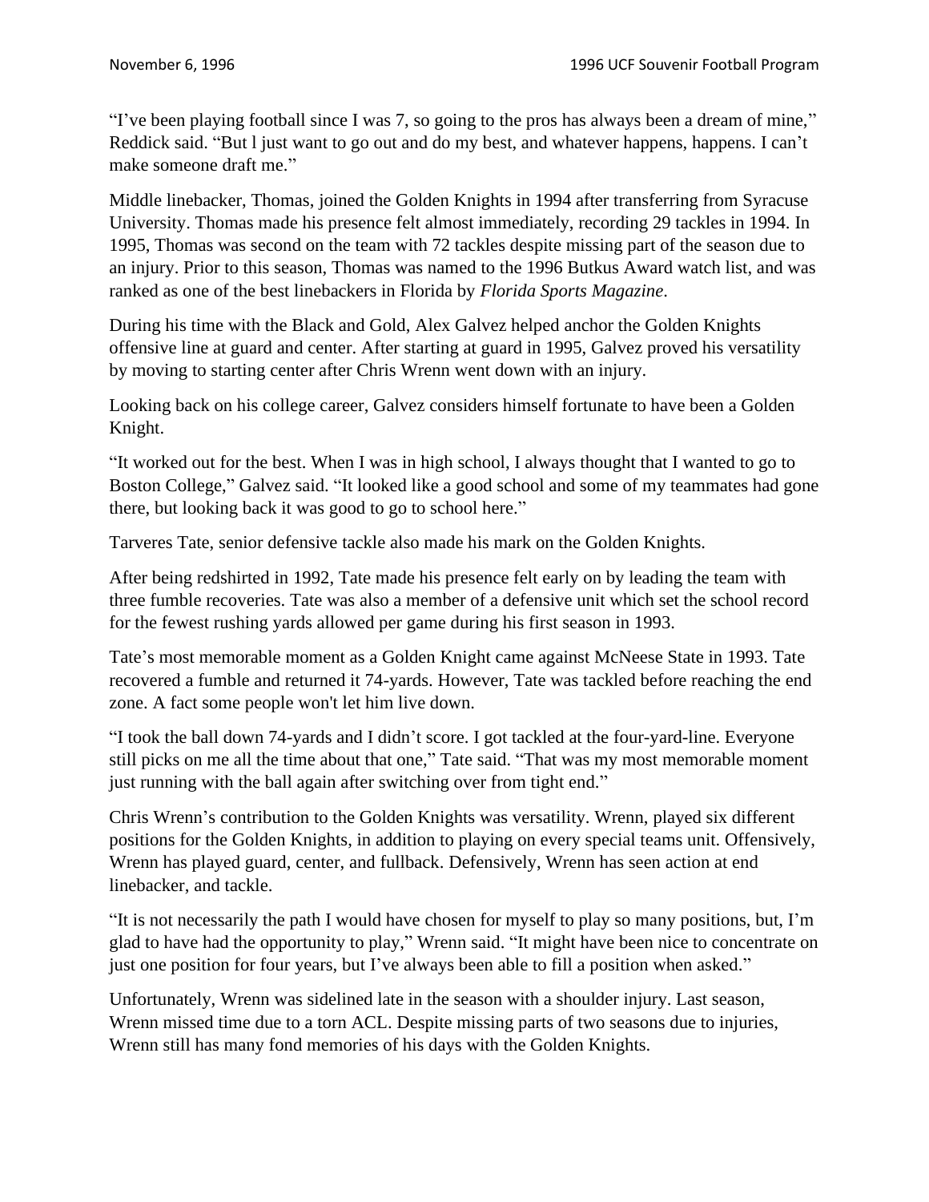"I've been playing football since I was 7, so going to the pros has always been a dream of mine," Reddick said. "But l just want to go out and do my best, and whatever happens, happens. I can't make someone draft me."

Middle linebacker, Thomas, joined the Golden Knights in 1994 after transferring from Syracuse University. Thomas made his presence felt almost immediately, recording 29 tackles in 1994. In 1995, Thomas was second on the team with 72 tackles despite missing part of the season due to an injury. Prior to this season, Thomas was named to the 1996 Butkus Award watch list, and was ranked as one of the best linebackers in Florida by *Florida Sports Magazine*.

During his time with the Black and Gold, Alex Galvez helped anchor the Golden Knights offensive line at guard and center. After starting at guard in 1995, Galvez proved his versatility by moving to starting center after Chris Wrenn went down with an injury.

Looking back on his college career, Galvez considers himself fortunate to have been a Golden Knight.

"It worked out for the best. When I was in high school, I always thought that I wanted to go to Boston College," Galvez said. "It looked like a good school and some of my teammates had gone there, but looking back it was good to go to school here."

Tarveres Tate, senior defensive tackle also made his mark on the Golden Knights.

After being redshirted in 1992, Tate made his presence felt early on by leading the team with three fumble recoveries. Tate was also a member of a defensive unit which set the school record for the fewest rushing yards allowed per game during his first season in 1993.

Tate's most memorable moment as a Golden Knight came against McNeese State in 1993. Tate recovered a fumble and returned it 74-yards. However, Tate was tackled before reaching the end zone. A fact some people won't let him live down.

"I took the ball down 74-yards and I didn't score. I got tackled at the four-yard-line. Everyone still picks on me all the time about that one," Tate said. "That was my most memorable moment just running with the ball again after switching over from tight end."

Chris Wrenn's contribution to the Golden Knights was versatility. Wrenn, played six different positions for the Golden Knights, in addition to playing on every special teams unit. Offensively, Wrenn has played guard, center, and fullback. Defensively, Wrenn has seen action at end linebacker, and tackle.

"It is not necessarily the path I would have chosen for myself to play so many positions, but, I'm glad to have had the opportunity to play," Wrenn said. "It might have been nice to concentrate on just one position for four years, but I've always been able to fill a position when asked."

Unfortunately, Wrenn was sidelined late in the season with a shoulder injury. Last season, Wrenn missed time due to a torn ACL. Despite missing parts of two seasons due to injuries, Wrenn still has many fond memories of his days with the Golden Knights.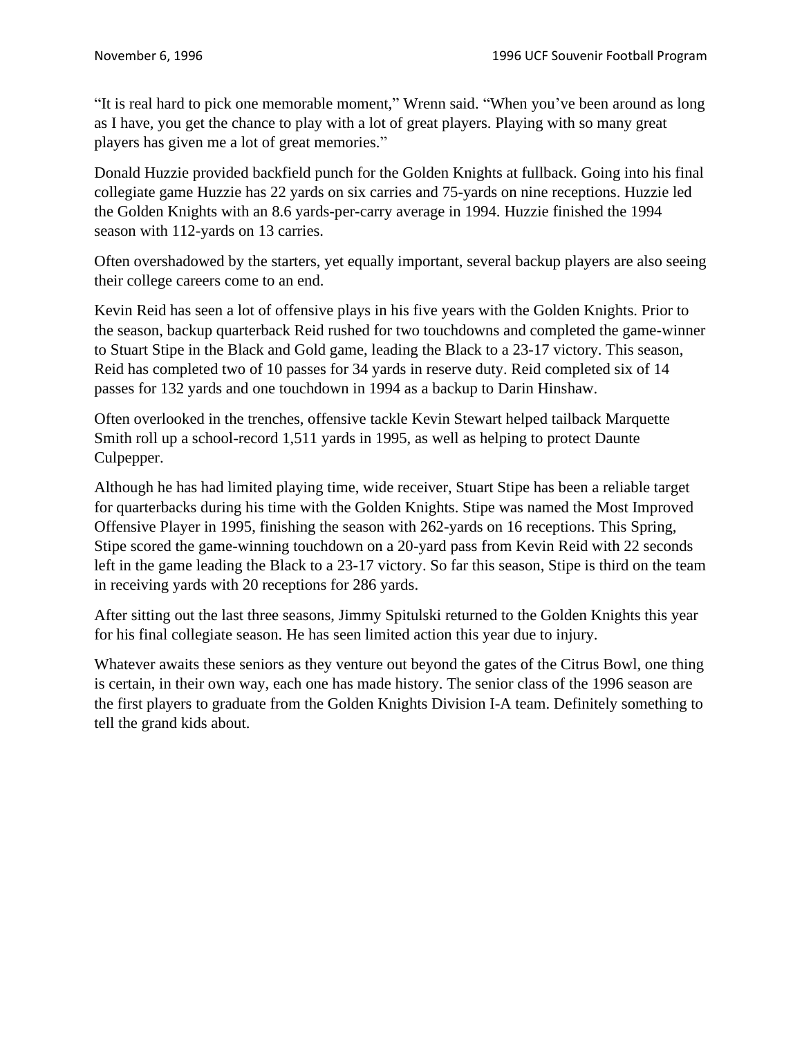"It is real hard to pick one memorable moment," Wrenn said. "When you've been around as long as I have, you get the chance to play with a lot of great players. Playing with so many great players has given me a lot of great memories."

Donald Huzzie provided backfield punch for the Golden Knights at fullback. Going into his final collegiate game Huzzie has 22 yards on six carries and 75-yards on nine receptions. Huzzie led the Golden Knights with an 8.6 yards-per-carry average in 1994. Huzzie finished the 1994 season with 112-yards on 13 carries.

Often overshadowed by the starters, yet equally important, several backup players are also seeing their college careers come to an end.

Kevin Reid has seen a lot of offensive plays in his five years with the Golden Knights. Prior to the season, backup quarterback Reid rushed for two touchdowns and completed the game-winner to Stuart Stipe in the Black and Gold game, leading the Black to a 23-17 victory. This season, Reid has completed two of 10 passes for 34 yards in reserve duty. Reid completed six of 14 passes for 132 yards and one touchdown in 1994 as a backup to Darin Hinshaw.

Often overlooked in the trenches, offensive tackle Kevin Stewart helped tailback Marquette Smith roll up a school-record 1,511 yards in 1995, as well as helping to protect Daunte Culpepper.

Although he has had limited playing time, wide receiver, Stuart Stipe has been a reliable target for quarterbacks during his time with the Golden Knights. Stipe was named the Most Improved Offensive Player in 1995, finishing the season with 262-yards on 16 receptions. This Spring, Stipe scored the game-winning touchdown on a 20-yard pass from Kevin Reid with 22 seconds left in the game leading the Black to a 23-17 victory. So far this season, Stipe is third on the team in receiving yards with 20 receptions for 286 yards.

After sitting out the last three seasons, Jimmy Spitulski returned to the Golden Knights this year for his final collegiate season. He has seen limited action this year due to injury.

Whatever awaits these seniors as they venture out beyond the gates of the Citrus Bowl, one thing is certain, in their own way, each one has made history. The senior class of the 1996 season are the first players to graduate from the Golden Knights Division I-A team. Definitely something to tell the grand kids about.